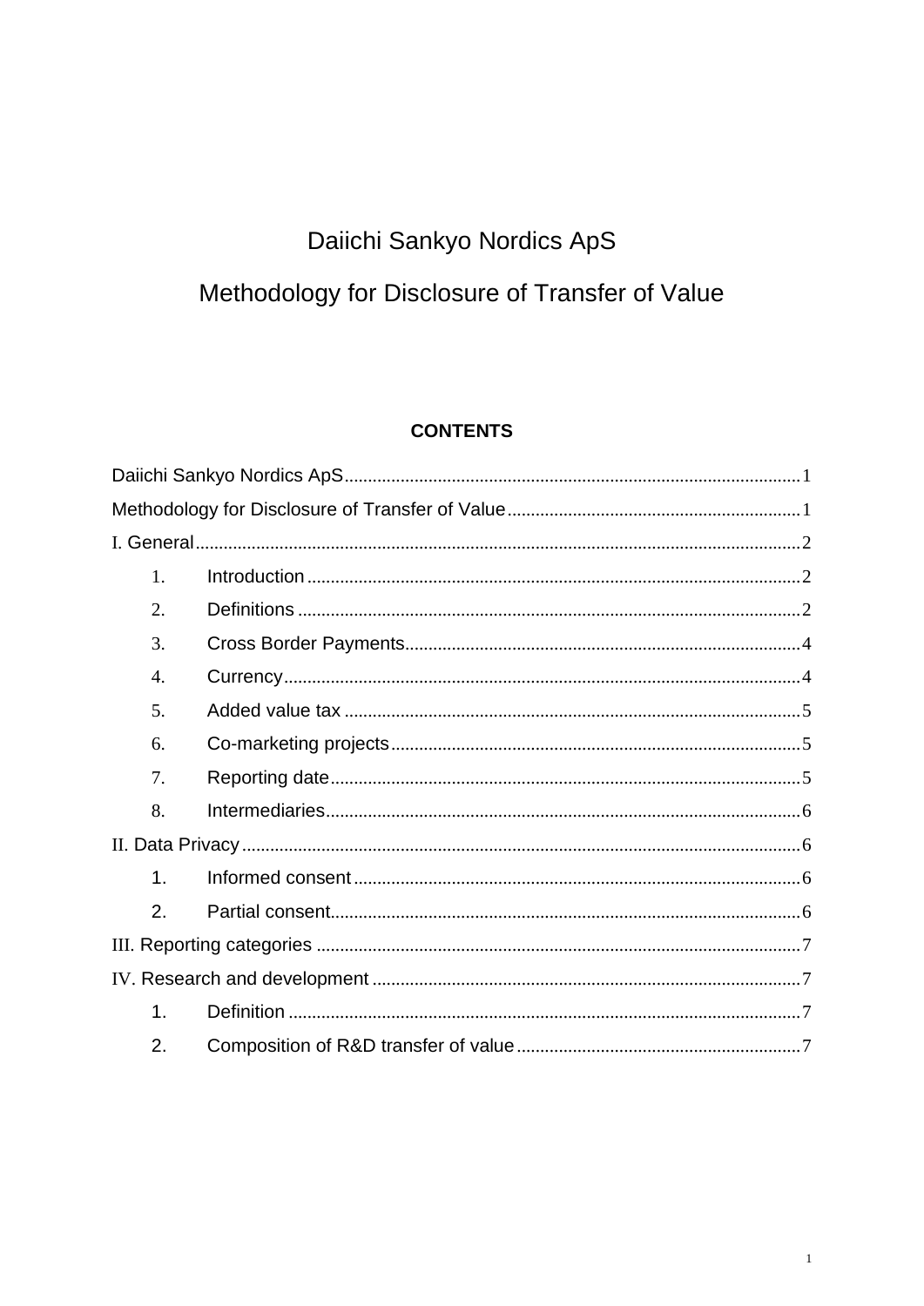# Daiichi Sankyo Nordics ApS

# Methodology for Disclosure of Transfer of Value

## CONTENTS

Daiichi Sankyo Nordics ApS ........................................ 1

Methodology for Disclosure of Transfer of Value ........................................ 1

I. General ........................................ 2

- 1. Introduction ........................................ 2
- 2. Definitions ........................................ 2
- 3. Cross Border Payments ........................................ 4
- 4. Currency ........................................ 4
- 5. Added value tax ........................................ 5
- 6. Co-marketing projects ........................................ 5
- 7. Reporting date ........................................ 5
- 8. Intermediaries ........................................ 6

II. Data Privacy ........................................ 6

- 1. Informed consent ........................................ 6
- 2. Partial consent ........................................ 6

III. Reporting categories ........................................ 7

IV. Research and development ........................................ 7

- 1. Definition ........................................ 7
- 2. Composition of R&D transfer of value ........................................ 7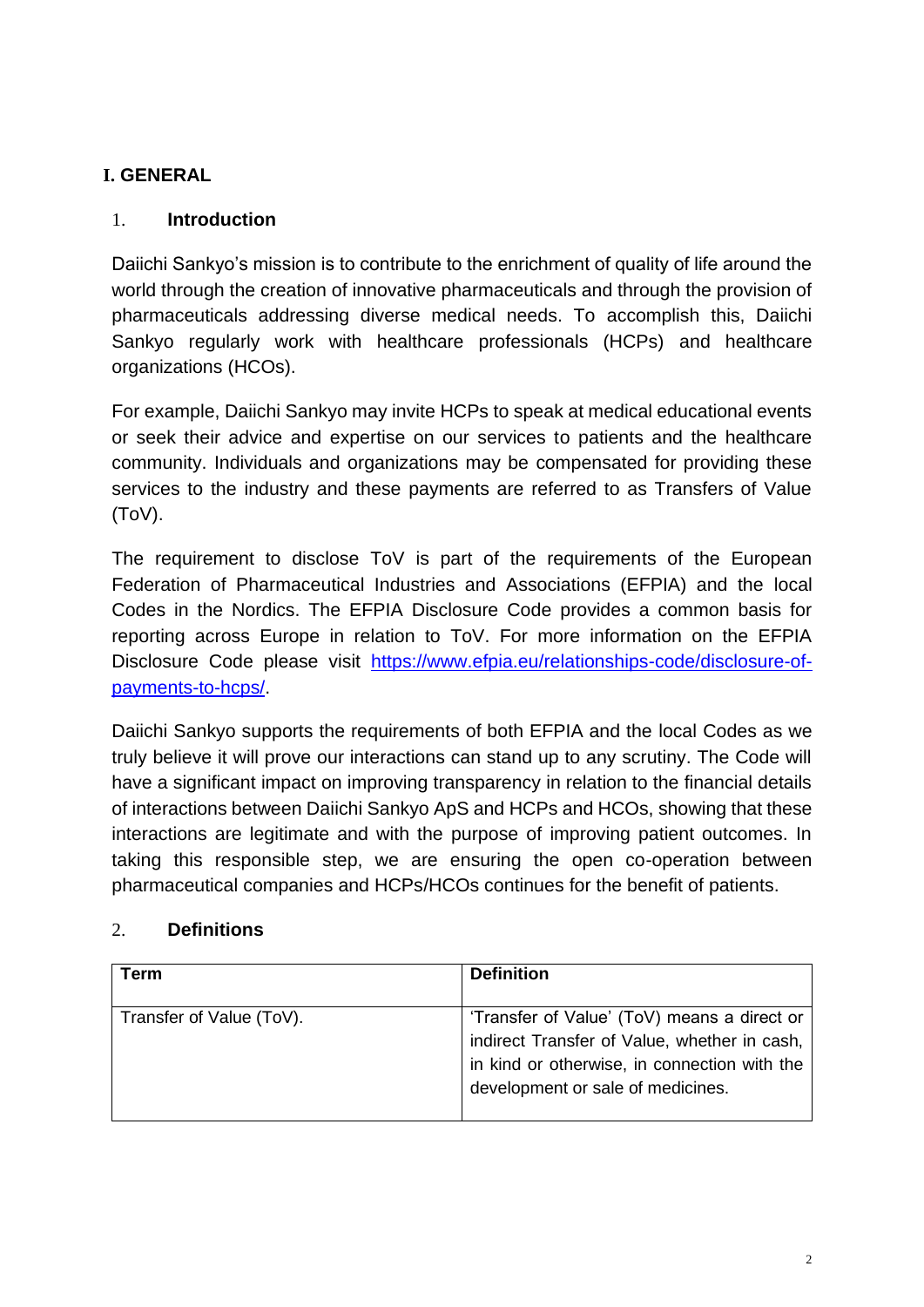# I. GENERAL

## 1. Introduction

Daiichi Sankyo's mission is to contribute to the enrichment of quality of life around the world through the creation of innovative pharmaceuticals and through the provision of pharmaceuticals addressing diverse medical needs. To accomplish this, Daiichi Sankyo regularly work with healthcare professionals (HCPs) and healthcare organizations (HCOs).

For example, Daiichi Sankyo may invite HCPs to speak at medical educational events or seek their advice and expertise on our services to patients and the healthcare community. Individuals and organizations may be compensated for providing these services to the industry and these payments are referred to as Transfers of Value (ToV).

The requirement to disclose ToV is part of the requirements of the European Federation of Pharmaceutical Industries and Associations (EFPIA) and the local Codes in the Nordics. The EFPIA Disclosure Code provides a common basis for reporting across Europe in relation to ToV. For more information on the EFPIA Disclosure Code please visit [https://www.efpia.eu/relationships-code/disclosure-of-payments-to-hcps/](https://www.efpia.eu/relationships-code/disclosure-of-payments-to-hcps/).

Daiichi Sankyo supports the requirements of both EFPIA and the local Codes as we truly believe it will prove our interactions can stand up to any scrutiny. The Code will have a significant impact on improving transparency in relation to the financial details of interactions between Daiichi Sankyo ApS and HCPs and HCOs, showing that these interactions are legitimate and with the purpose of improving patient outcomes. In taking this responsible step, we are ensuring the open co-operation between pharmaceutical companies and HCPs/HCOs continues for the benefit of patients.

## 2. Definitions

| Term | Definition |
| --- | --- |
| Transfer of Value (ToV). | 'Transfer of Value' (ToV) means a direct or indirect Transfer of Value, whether in cash, in kind or otherwise, in connection with the development or sale of medicines. |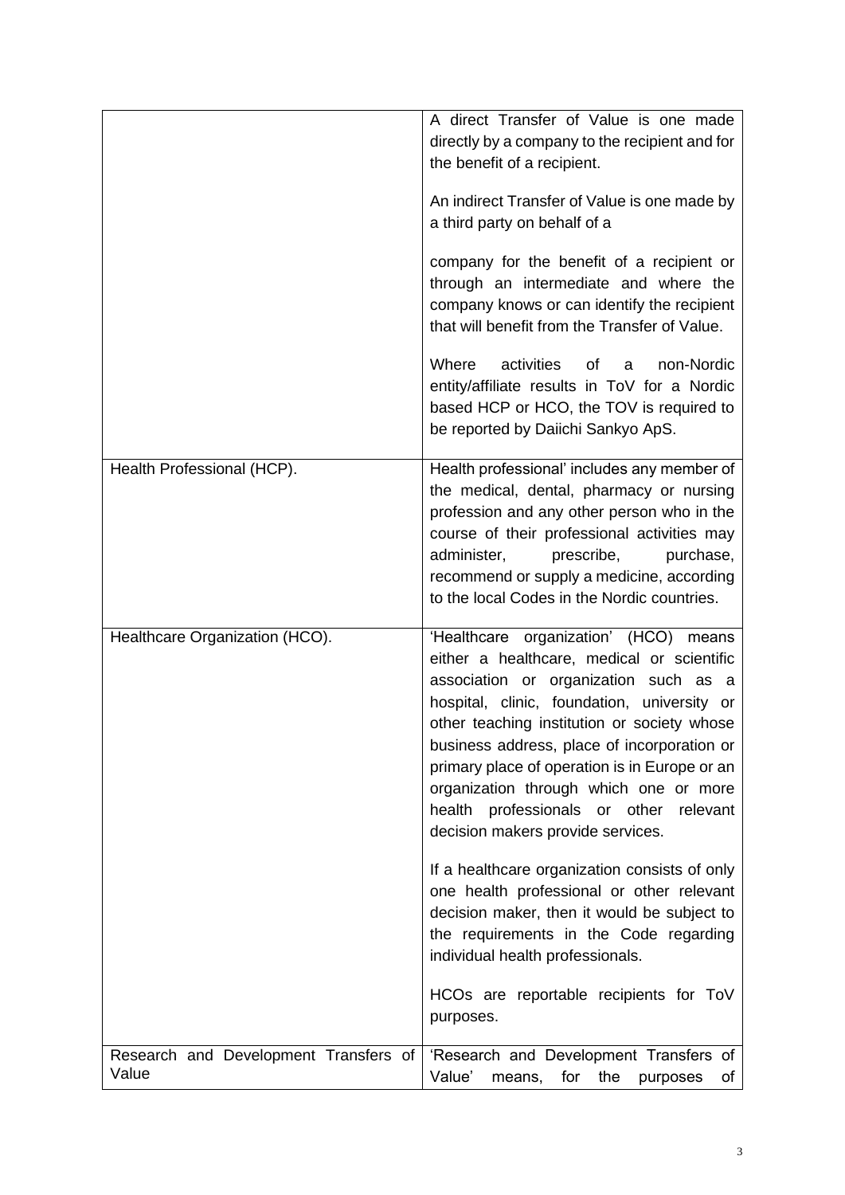| | |
|---|---|
| | A direct Transfer of Value is one made directly by a company to the recipient and for the benefit of a recipient.<br><br>An indirect Transfer of Value is one made by a third party on behalf of a<br><br>company for the benefit of a recipient or through an intermediate and where the company knows or can identify the recipient that will benefit from the Transfer of Value.<br><br>Where activities of a non-Nordic entity/affiliate results in ToV for a Nordic based HCP or HCO, the TOV is required to be reported by Daiichi Sankyo ApS. |
| Health Professional (HCP). | Health professional' includes any member of the medical, dental, pharmacy or nursing profession and any other person who in the course of their professional activities may administer, prescribe, purchase, recommend or supply a medicine, according to the local Codes in the Nordic countries. |
| Healthcare Organization (HCO). | 'Healthcare organization' (HCO) means either a healthcare, medical or scientific association or organization such as a hospital, clinic, foundation, university or other teaching institution or society whose business address, place of incorporation or primary place of operation is in Europe or an organization through which one or more health professionals or other relevant decision makers provide services.<br><br>If a healthcare organization consists of only one health professional or other relevant decision maker, then it would be subject to the requirements in the Code regarding individual health professionals.<br><br>HCOs are reportable recipients for ToV purposes. |
| Research and Development Transfers of Value | 'Research and Development Transfers of Value' means, for the purposes of |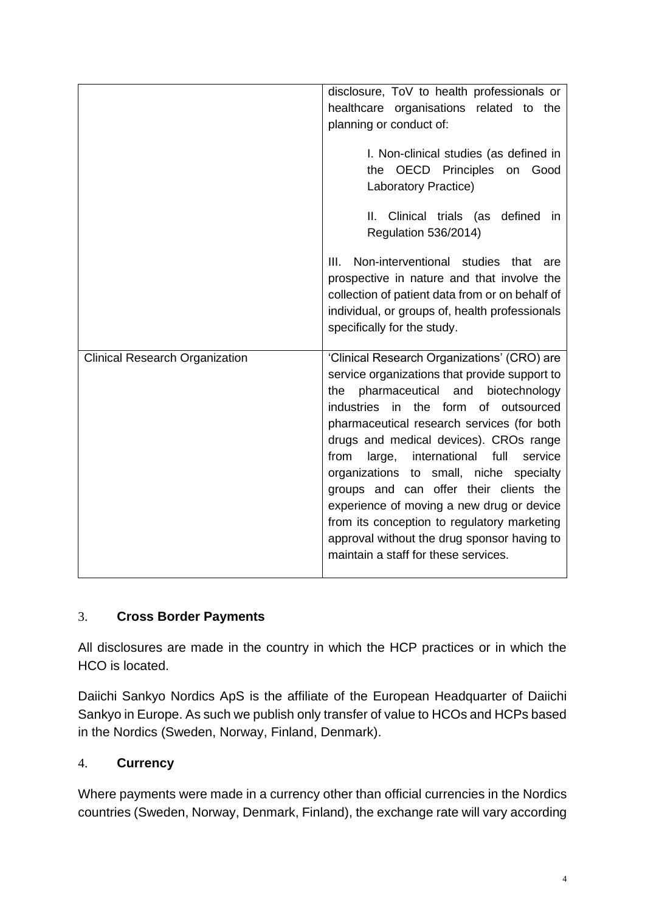| | |
|---|---|
| | disclosure, ToV to health professionals or healthcare organisations related to the planning or conduct of:<br><br>I. Non-clinical studies (as defined in the OECD Principles on Good Laboratory Practice)<br><br>II. Clinical trials (as defined in Regulation 536/2014)<br><br>III. Non-interventional studies that are prospective in nature and that involve the collection of patient data from or on behalf of individual, or groups of, health professionals specifically for the study. |
| Clinical Research Organization | 'Clinical Research Organizations' (CRO) are service organizations that provide support to the pharmaceutical and biotechnology industries in the form of outsourced pharmaceutical research services (for both drugs and medical devices). CROs range from large, international full service organizations to small, niche specialty groups and can offer their clients the experience of moving a new drug or device from its conception to regulatory marketing approval without the drug sponsor having to maintain a staff for these services. |

## 3. **Cross Border Payments**

All disclosures are made in the country in which the HCP practices or in which the HCO is located.

Daiichi Sankyo Nordics ApS is the affiliate of the European Headquarter of Daiichi Sankyo in Europe. As such we publish only transfer of value to HCOs and HCPs based in the Nordics (Sweden, Norway, Finland, Denmark).

## 4. **Currency**

Where payments were made in a currency other than official currencies in the Nordics countries (Sweden, Norway, Denmark, Finland), the exchange rate will vary according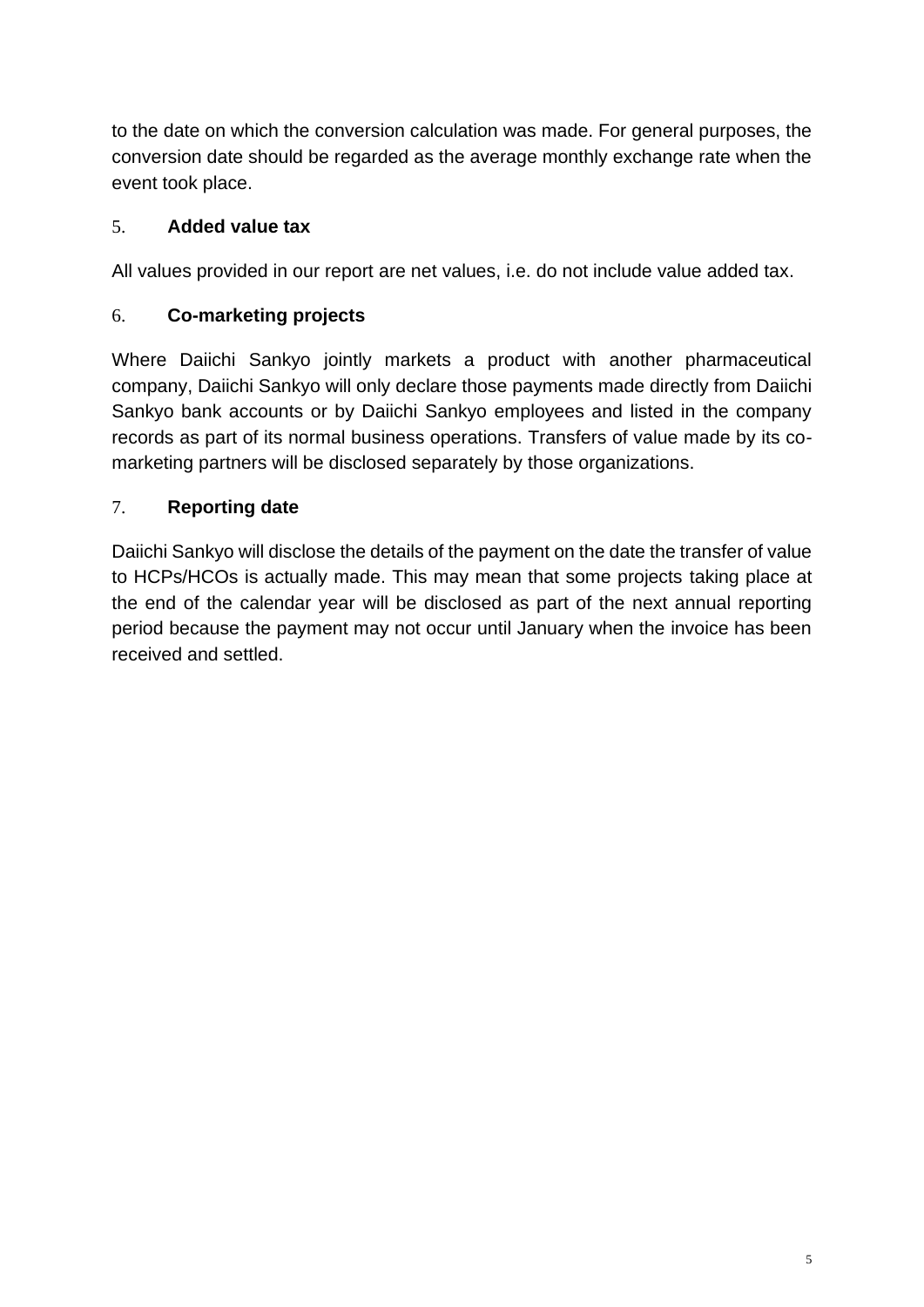to the date on which the conversion calculation was made. For general purposes, the conversion date should be regarded as the average monthly exchange rate when the event took place.

## 5. **Added value tax**

All values provided in our report are net values, i.e. do not include value added tax.

## 6. **Co-marketing projects**

Where Daiichi Sankyo jointly markets a product with another pharmaceutical company, Daiichi Sankyo will only declare those payments made directly from Daiichi Sankyo bank accounts or by Daiichi Sankyo employees and listed in the company records as part of its normal business operations. Transfers of value made by its co-marketing partners will be disclosed separately by those organizations.

## 7. **Reporting date**

Daiichi Sankyo will disclose the details of the payment on the date the transfer of value to HCPs/HCOs is actually made. This may mean that some projects taking place at the end of the calendar year will be disclosed as part of the next annual reporting period because the payment may not occur until January when the invoice has been received and settled.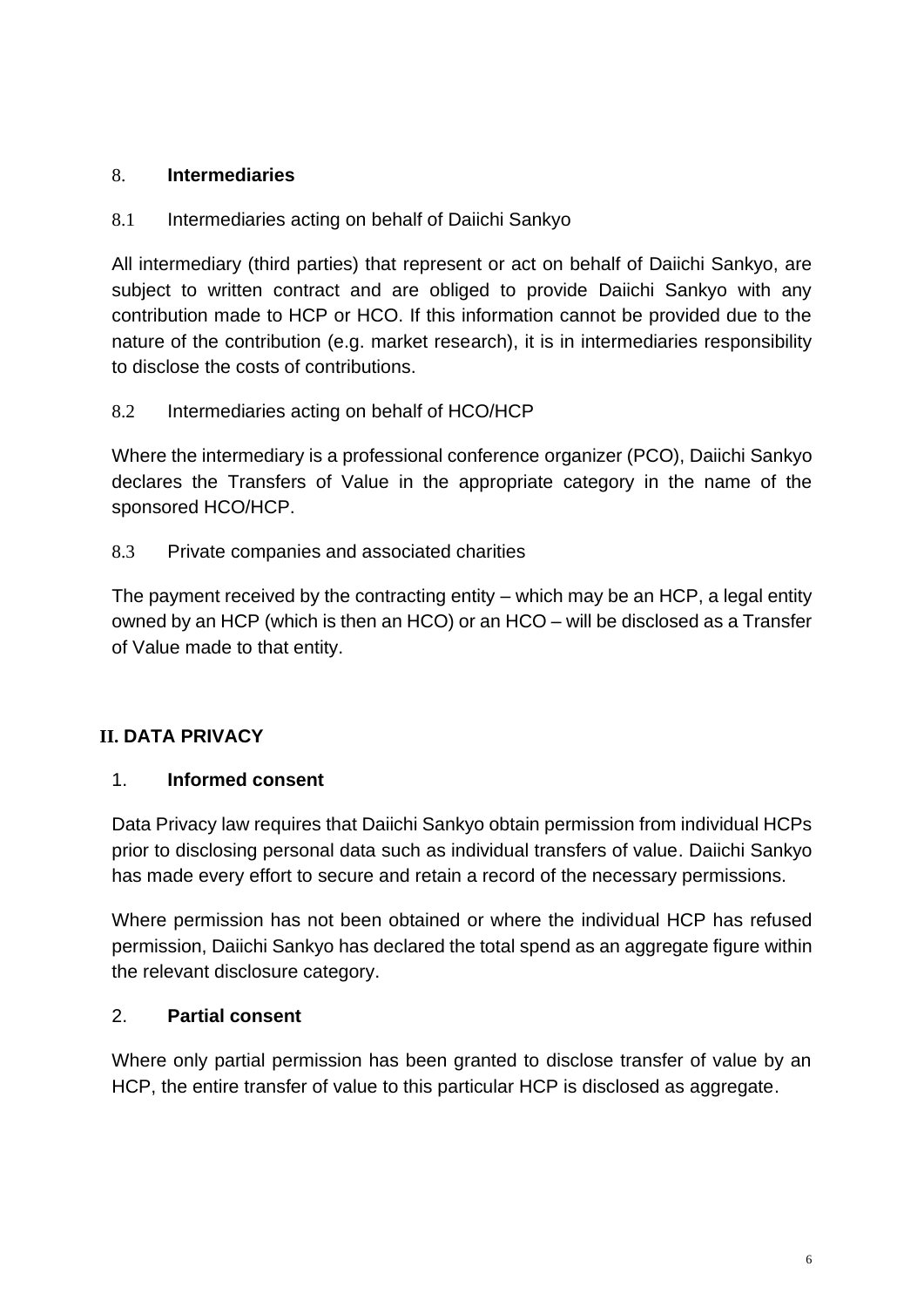## 8. **Intermediaries**

### 8.1 Intermediaries acting on behalf of Daiichi Sankyo

All intermediary (third parties) that represent or act on behalf of Daiichi Sankyo, are subject to written contract and are obliged to provide Daiichi Sankyo with any contribution made to HCP or HCO. If this information cannot be provided due to the nature of the contribution (e.g. market research), it is in intermediaries responsibility to disclose the costs of contributions.

### 8.2 Intermediaries acting on behalf of HCO/HCP

Where the intermediary is a professional conference organizer (PCO), Daiichi Sankyo declares the Transfers of Value in the appropriate category in the name of the sponsored HCO/HCP.

### 8.3 Private companies and associated charities

The payment received by the contracting entity – which may be an HCP, a legal entity owned by an HCP (which is then an HCO) or an HCO – will be disclosed as a Transfer of Value made to that entity.

# II. DATA PRIVACY

## 1. **Informed consent**

Data Privacy law requires that Daiichi Sankyo obtain permission from individual HCPs prior to disclosing personal data such as individual transfers of value. Daiichi Sankyo has made every effort to secure and retain a record of the necessary permissions.

Where permission has not been obtained or where the individual HCP has refused permission, Daiichi Sankyo has declared the total spend as an aggregate figure within the relevant disclosure category.

## 2. **Partial consent**

Where only partial permission has been granted to disclose transfer of value by an HCP, the entire transfer of value to this particular HCP is disclosed as aggregate.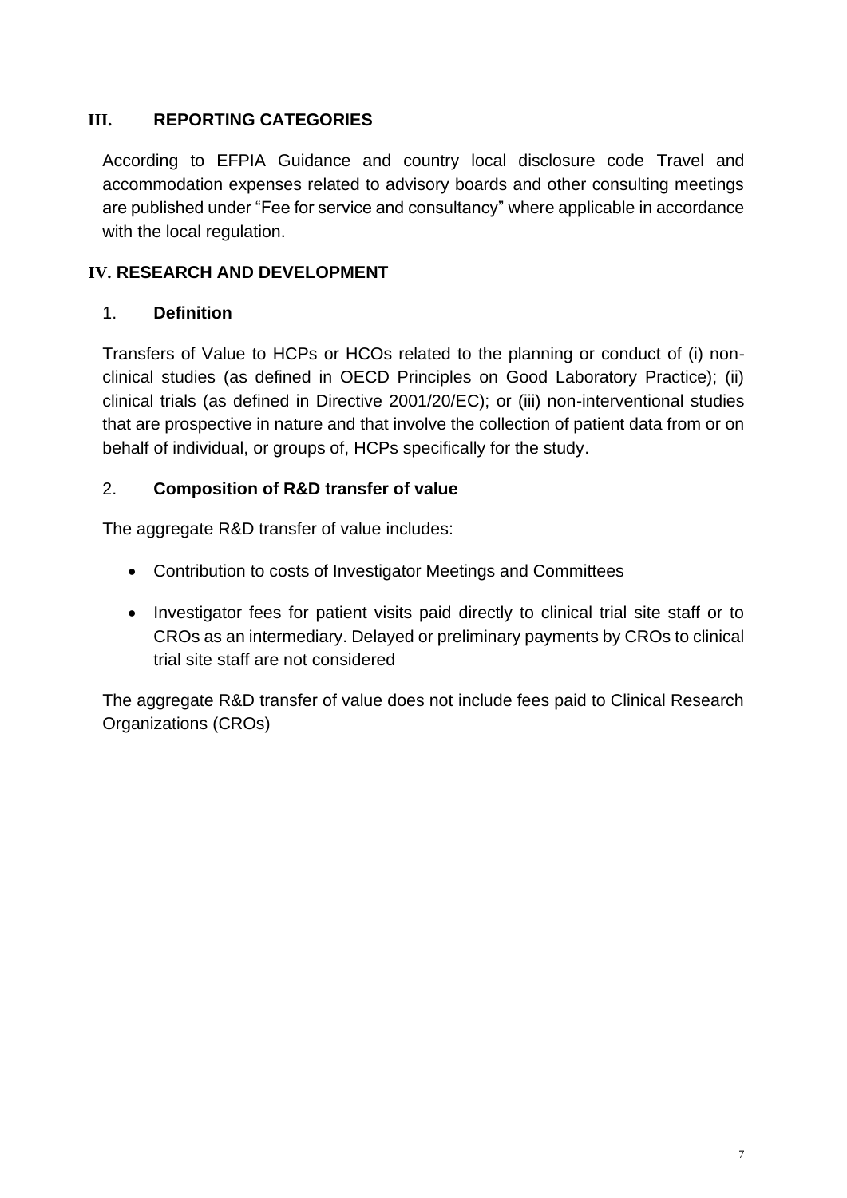## III. REPORTING CATEGORIES

According to EFPIA Guidance and country local disclosure code Travel and accommodation expenses related to advisory boards and other consulting meetings are published under "Fee for service and consultancy" where applicable in accordance with the local regulation.

## IV. RESEARCH AND DEVELOPMENT

### 1. Definition

Transfers of Value to HCPs or HCOs related to the planning or conduct of (i) non-clinical studies (as defined in OECD Principles on Good Laboratory Practice); (ii) clinical trials (as defined in Directive 2001/20/EC); or (iii) non-interventional studies that are prospective in nature and that involve the collection of patient data from or on behalf of individual, or groups of, HCPs specifically for the study.

### 2. Composition of R&D transfer of value

The aggregate R&D transfer of value includes:

- Contribution to costs of Investigator Meetings and Committees
- Investigator fees for patient visits paid directly to clinical trial site staff or to CROs as an intermediary. Delayed or preliminary payments by CROs to clinical trial site staff are not considered

The aggregate R&D transfer of value does not include fees paid to Clinical Research Organizations (CROs)